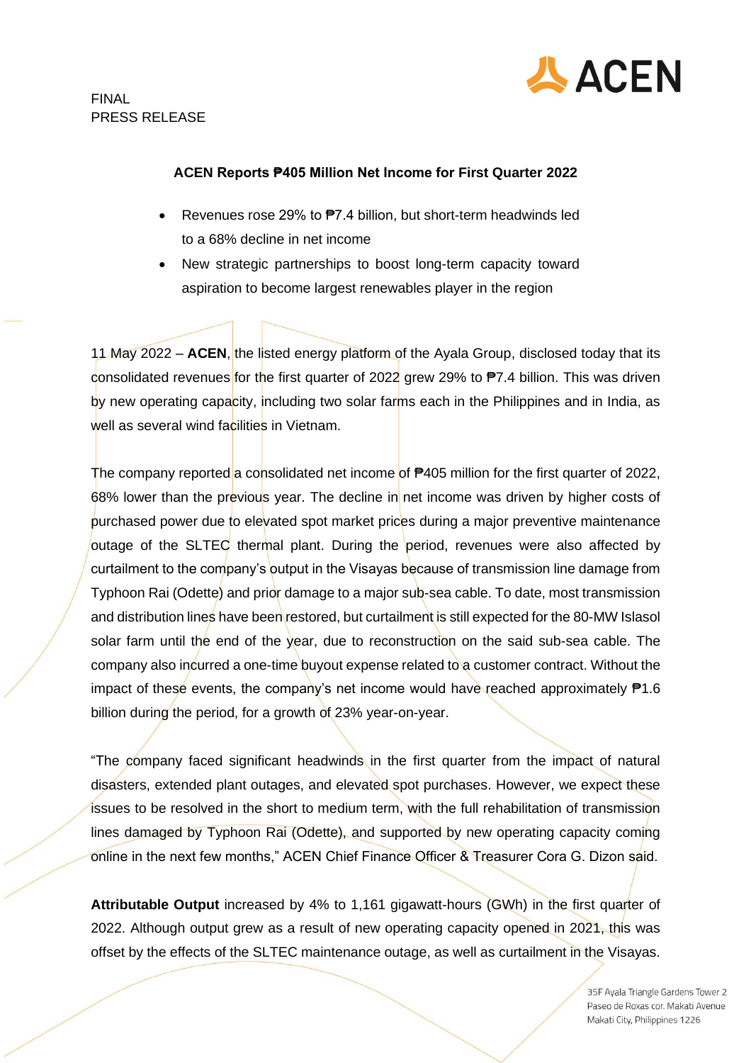FINAL
PRESS RELEASE

**ACEN Reports ₱405 Million Net Income for First Quarter 2022**

- Revenues rose 29% to ₱7.4 billion, but short-term headwinds led to a 68% decline in net income
- New strategic partnerships to boost long-term capacity toward aspiration to become largest renewables player in the region

11 May 2022 – **ACEN**, the listed energy platform of the Ayala Group, disclosed today that its consolidated revenues for the first quarter of 2022 grew 29% to ₱7.4 billion. This was driven by new operating capacity, including two solar farms each in the Philippines and in India, as well as several wind facilities in Vietnam.

The company reported a consolidated net income of ₱405 million for the first quarter of 2022, 68% lower than the previous year. The decline in net income was driven by higher costs of purchased power due to elevated spot market prices during a major preventive maintenance outage of the SLTEC thermal plant. During the period, revenues were also affected by curtailment to the company's output in the Visayas because of transmission line damage from Typhoon Rai (Odette) and prior damage to a major sub-sea cable. To date, most transmission and distribution lines have been restored, but curtailment is still expected for the 80-MW Islasol solar farm until the end of the year, due to reconstruction on the said sub-sea cable. The company also incurred a one-time buyout expense related to a customer contract. Without the impact of these events, the company's net income would have reached approximately ₱1.6 billion during the period, for a growth of 23% year-on-year.

"The company faced significant headwinds in the first quarter from the impact of natural disasters, extended plant outages, and elevated spot purchases. However, we expect these issues to be resolved in the short to medium term, with the full rehabilitation of transmission lines damaged by Typhoon Rai (Odette), and supported by new operating capacity coming online in the next few months," ACEN Chief Finance Officer & Treasurer Cora G. Dizon said.

**Attributable Output** increased by 4% to 1,161 gigawatt-hours (GWh) in the first quarter of 2022. Although output grew as a result of new operating capacity opened in 2021, this was offset by the effects of the SLTEC maintenance outage, as well as curtailment in the Visayas.

35F Ayala Triangle Gardens Tower 2
Paseo de Roxas cor. Makati Avenue
Makati City, Philippines 1226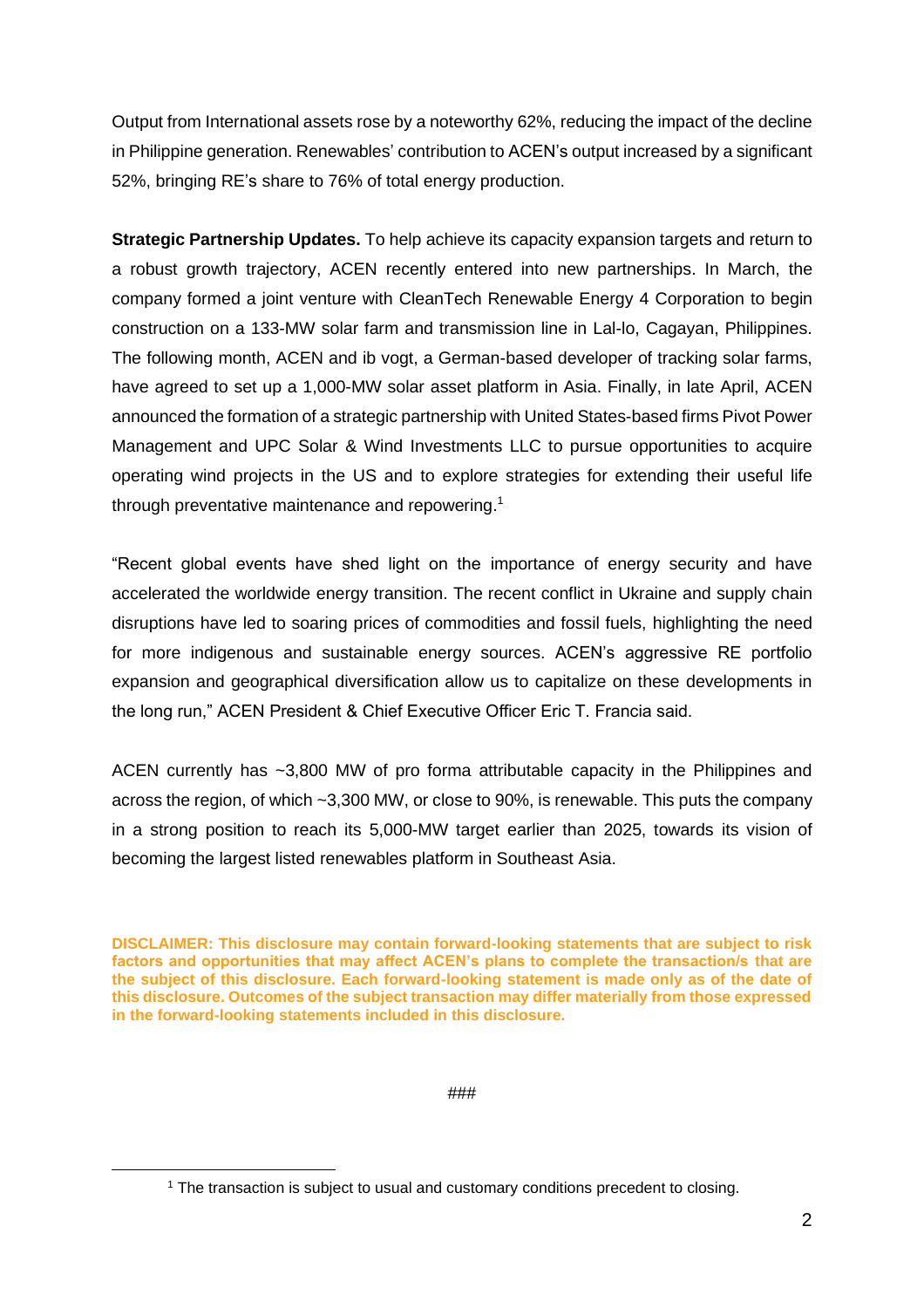Output from International assets rose by a noteworthy 62%, reducing the impact of the decline in Philippine generation. Renewables' contribution to ACEN's output increased by a significant 52%, bringing RE's share to 76% of total energy production.

**Strategic Partnership Updates.** To help achieve its capacity expansion targets and return to a robust growth trajectory, ACEN recently entered into new partnerships. In March, the company formed a joint venture with CleanTech Renewable Energy 4 Corporation to begin construction on a 133-MW solar farm and transmission line in Lal-lo, Cagayan, Philippines. The following month, ACEN and ib vogt, a German-based developer of tracking solar farms, have agreed to set up a 1,000-MW solar asset platform in Asia. Finally, in late April, ACEN announced the formation of a strategic partnership with United States-based firms Pivot Power Management and UPC Solar & Wind Investments LLC to pursue opportunities to acquire operating wind projects in the US and to explore strategies for extending their useful life through preventative maintenance and repowering.[1]

"Recent global events have shed light on the importance of energy security and have accelerated the worldwide energy transition. The recent conflict in Ukraine and supply chain disruptions have led to soaring prices of commodities and fossil fuels, highlighting the need for more indigenous and sustainable energy sources. ACEN's aggressive RE portfolio expansion and geographical diversification allow us to capitalize on these developments in the long run," ACEN President & Chief Executive Officer Eric T. Francia said.

ACEN currently has ~3,800 MW of pro forma attributable capacity in the Philippines and across the region, of which ~3,300 MW, or close to 90%, is renewable. This puts the company in a strong position to reach its 5,000-MW target earlier than 2025, towards its vision of becoming the largest listed renewables platform in Southeast Asia.

**DISCLAIMER: This disclosure may contain forward-looking statements that are subject to risk factors and opportunities that may affect ACEN's plans to complete the transaction/s that are the subject of this disclosure. Each forward-looking statement is made only as of the date of this disclosure. Outcomes of the subject transaction may differ materially from those expressed in the forward-looking statements included in this disclosure.**

###

[1] The transaction is subject to usual and customary conditions precedent to closing.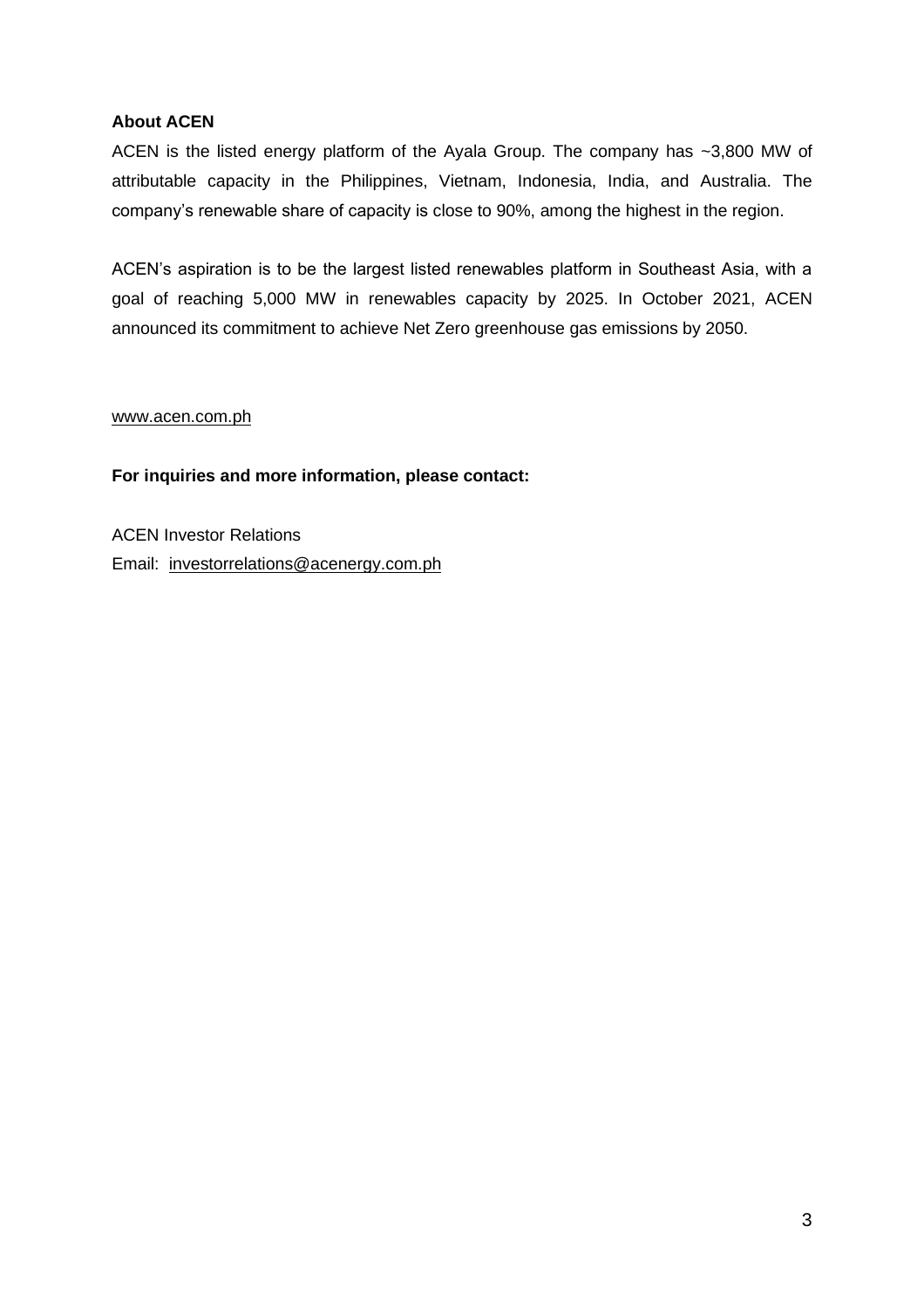**About ACEN**

ACEN is the listed energy platform of the Ayala Group. The company has ~3,800 MW of attributable capacity in the Philippines, Vietnam, Indonesia, India, and Australia. The company's renewable share of capacity is close to 90%, among the highest in the region.

ACEN's aspiration is to be the largest listed renewables platform in Southeast Asia, with a goal of reaching 5,000 MW in renewables capacity by 2025. In October 2021, ACEN announced its commitment to achieve Net Zero greenhouse gas emissions by 2050.

www.acen.com.ph

**For inquiries and more information, please contact:**

ACEN Investor Relations
Email: investorrelations@acenergy.com.ph